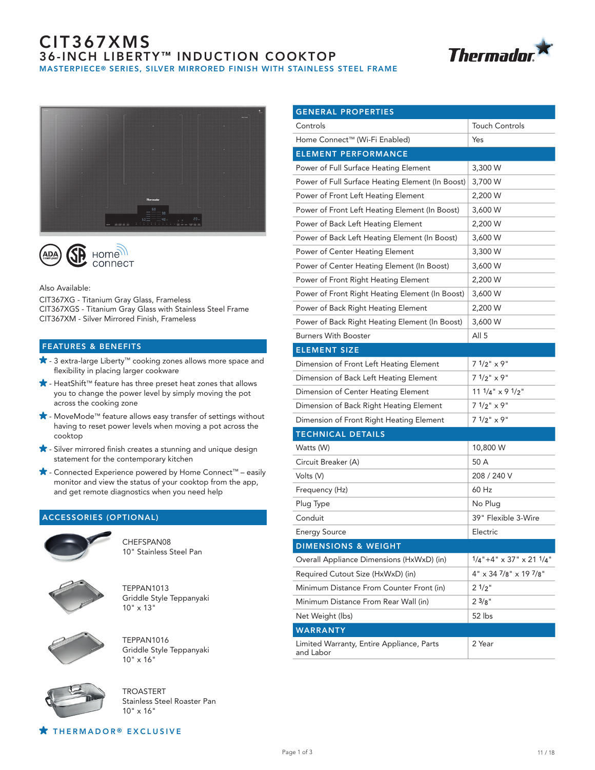# CIT367XMS

## 36-INCH LIBERTY™ INDUCTION COOKTOP

### MASTERPIECE® SERIES, SILVER MIRRORED FINISH WITH STAINLESS STEEL FRAME

Also Available:

CIT367XG - Titanium Gray Glass, Frameless
CIT367XGS - Titanium Gray Glass with Stainless Steel Frame
CIT367XM - Silver Mirrored Finish, Frameless

## FEATURES & BENEFITS

- ★ - 3 extra-large Liberty™ cooking zones allows more space and flexibility in placing larger cookware
- ★ - HeatShift™ feature has three preset heat zones that allows you to change the power level by simply moving the pot across the cooking zone
- ★ - MoveMode™ feature allows easy transfer of settings without having to reset power levels when moving a pot across the cooktop
- ★ - Silver mirrored finish creates a stunning and unique design statement for the contemporary kitchen
- ★ - Connected Experience powered by Home Connect™ – easily monitor and view the status of your cooktop from the app, and get remote diagnostics when you need help

## ACCESSORIES (OPTIONAL)

CHEFSPAN08
10" Stainless Steel Pan

TEPPAN1013
Griddle Style Teppanyaki
10" x 13"

TEPPAN1016
Griddle Style Teppanyaki
10" x 16"

TROASTERT
Stainless Steel Roaster Pan
10" x 16"

★ THERMADOR® EXCLUSIVE

| | |
|---|---|
| **GENERAL PROPERTIES** | |
| Controls | Touch Controls |
| Home Connect™ (Wi-Fi Enabled) | Yes |
| **ELEMENT PERFORMANCE** | |
| Power of Full Surface Heating Element | 3,300 W |
| Power of Full Surface Heating Element (In Boost) | 3,700 W |
| Power of Front Left Heating Element | 2,200 W |
| Power of Front Left Heating Element (In Boost) | 3,600 W |
| Power of Back Left Heating Element | 2,200 W |
| Power of Back Left Heating Element (In Boost) | 3,600 W |
| Power of Center Heating Element | 3,300 W |
| Power of Center Heating Element (In Boost) | 3,600 W |
| Power of Front Right Heating Element | 2,200 W |
| Power of Front Right Heating Element (In Boost) | 3,600 W |
| Power of Back Right Heating Element | 2,200 W |
| Power of Back Right Heating Element (In Boost) | 3,600 W |
| Burners With Booster | All 5 |
| **ELEMENT SIZE** | |
| Dimension of Front Left Heating Element | 7 1/2" x 9" |
| Dimension of Back Left Heating Element | 7 1/2" x 9" |
| Dimension of Center Heating Element | 11 1/4" x 9 1/2" |
| Dimension of Back Right Heating Element | 7 1/2" x 9" |
| Dimension of Front Right Heating Element | 7 1/2" x 9" |
| **TECHNICAL DETAILS** | |
| Watts (W) | 10,800 W |
| Circuit Breaker (A) | 50 A |
| Volts (V) | 208 / 240 V |
| Frequency (Hz) | 60 Hz |
| Plug Type | No Plug |
| Conduit | 39" Flexible 3-Wire |
| Energy Source | Electric |
| **DIMENSIONS & WEIGHT** | |
| Overall Appliance Dimensions (HxWxD) (in) | 1/4"+4" x 37" x 21 1/4" |
| Required Cutout Size (HxWxD) (in) | 4" x 34 7/8" x 19 7/8" |
| Minimum Distance From Counter Front (in) | 2 1/2" |
| Minimum Distance From Rear Wall (in) | 2 3/8" |
| Net Weight (lbs) | 52 lbs |
| **WARRANTY** | |
| Limited Warranty, Entire Appliance, Parts and Labor | 2 Year |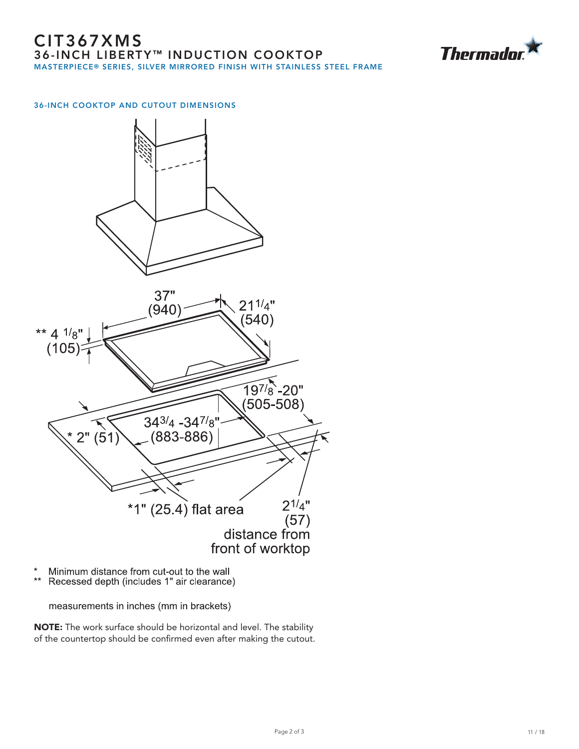# CIT367XMS

## 36-INCH LIBERTY™ INDUCTION COOKTOP

MASTERPIECE® SERIES, SILVER MIRRORED FINISH WITH STAINLESS STEEL FRAME

### 36-INCH COOKTOP AND CUTOUT DIMENSIONS

37" (940)

21 1/4" (540)

** 4 1/8" (105)

19 7/8 -20" (505-508)

34 3/4 -34 7/8" (883-886)

* 2" (51)

*1" (25.4) flat area

2 1/4" (57) distance from front of worktop

\* Minimum distance from cut-out to the wall
** Recessed depth (includes 1" air clearance)

measurements in inches (mm in brackets)

**NOTE:** The work surface should be horizontal and level. The stability of the countertop should be confirmed even after making the cutout.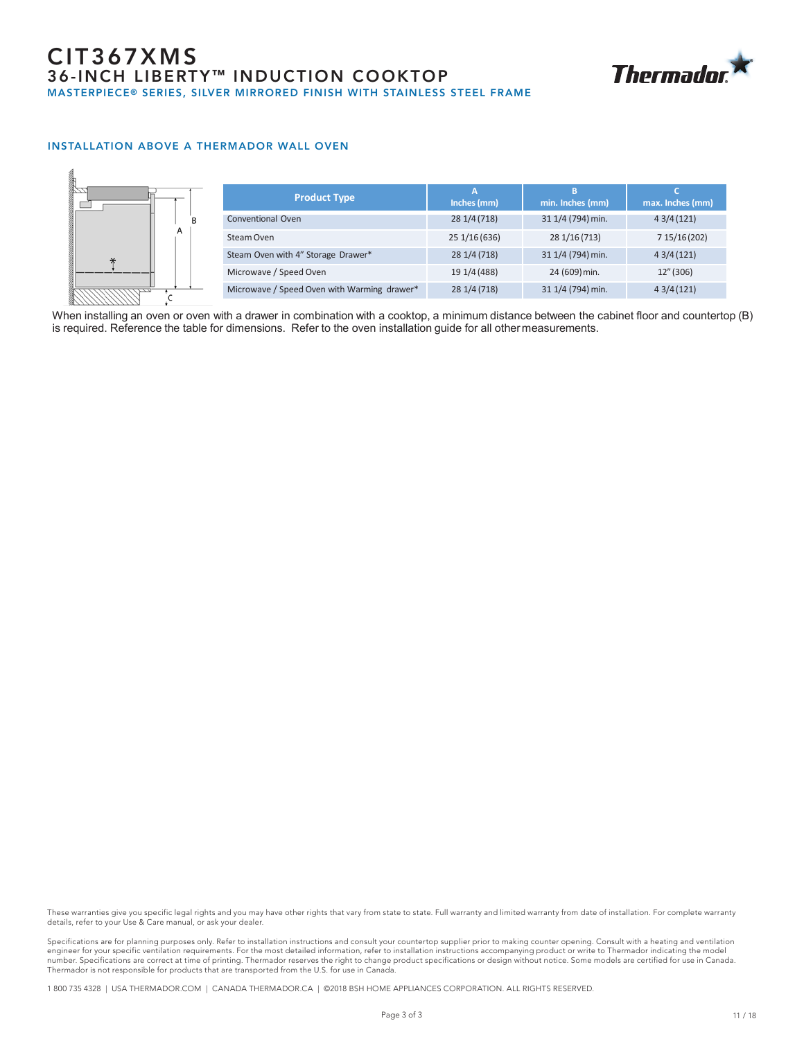# CIT367XMS

## 36-INCH LIBERTY™ INDUCTION COOKTOP

MASTERPIECE® SERIES, SILVER MIRRORED FINISH WITH STAINLESS STEEL FRAME

### INSTALLATION ABOVE A THERMADOR WALL OVEN

B

A

*

C

| Product Type | A Inches (mm) | B min. Inches (mm) | C max. Inches (mm) |
|---|---|---|---|
| Conventional Oven | 28 1/4 (718) | 31 1/4 (794) min. | 4 3/4 (121) |
| Steam Oven | 25 1/16 (636) | 28 1/16 (713) | 7 15/16 (202) |
| Steam Oven with 4" Storage Drawer* | 28 1/4 (718) | 31 1/4 (794) min. | 4 3/4 (121) |
| Microwave / Speed Oven | 19 1/4 (488) | 24 (609) min. | 12" (306) |
| Microwave / Speed Oven with Warming drawer* | 28 1/4 (718) | 31 1/4 (794) min. | 4 3/4 (121) |

When installing an oven or oven with a drawer in combination with a cooktop, a minimum distance between the cabinet floor and countertop (B) is required. Reference the table for dimensions. Refer to the oven installation guide for all other measurements.

These warranties give you specific legal rights and you may have other rights that vary from state to state. Full warranty and limited warranty from date of installation. For complete warranty details, refer to your Use & Care manual, or ask your dealer.

Specifications are for planning purposes only. Refer to installation instructions and consult your countertop supplier prior to making counter opening. Consult with a heating and ventilation engineer for your specific ventilation requirements. For the most detailed information, refer to installation instructions accompanying product or write to Thermador indicating the model number. Specifications are correct at time of printing. Thermador reserves the right to change product specifications or design without notice. Some models are certified for use in Canada. Thermador is not responsible for products that are transported from the U.S. for use in Canada.

1 800 735 4328 | USA THERMADOR.COM | CANADA THERMADOR.CA | ©2018 BSH HOME APPLIANCES CORPORATION. ALL RIGHTS RESERVED.

11 / 18